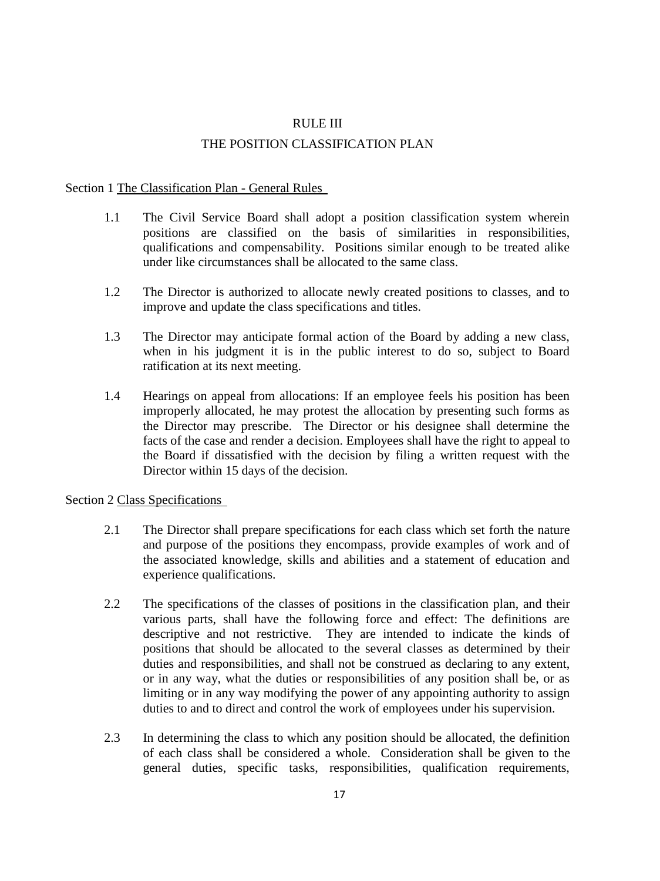# RULE III

# THE POSITION CLASSIFICATION PLAN

## Section 1 The Classification Plan - General Rules

1.1 The Civil Service Board shall adopt a position classification system wherein positions are classified on the basis of similarities in responsibilities, qualifications and compensability. Positions similar enough to be treated alike under like circumstances shall be allocated to the same class.

1.2 The Director is authorized to allocate newly created positions to classes, and to improve and update the class specifications and titles.

1.3 The Director may anticipate formal action of the Board by adding a new class, when in his judgment it is in the public interest to do so, subject to Board ratification at its next meeting.

1.4 Hearings on appeal from allocations: If an employee feels his position has been improperly allocated, he may protest the allocation by presenting such forms as the Director may prescribe. The Director or his designee shall determine the facts of the case and render a decision. Employees shall have the right to appeal to the Board if dissatisfied with the decision by filing a written request with the Director within 15 days of the decision.

## Section 2 Class Specifications

2.1 The Director shall prepare specifications for each class which set forth the nature and purpose of the positions they encompass, provide examples of work and of the associated knowledge, skills and abilities and a statement of education and experience qualifications.

2.2 The specifications of the classes of positions in the classification plan, and their various parts, shall have the following force and effect: The definitions are descriptive and not restrictive. They are intended to indicate the kinds of positions that should be allocated to the several classes as determined by their duties and responsibilities, and shall not be construed as declaring to any extent, or in any way, what the duties or responsibilities of any position shall be, or as limiting or in any way modifying the power of any appointing authority to assign duties to and to direct and control the work of employees under his supervision.

2.3 In determining the class to which any position should be allocated, the definition of each class shall be considered a whole. Consideration shall be given to the general duties, specific tasks, responsibilities, qualification requirements,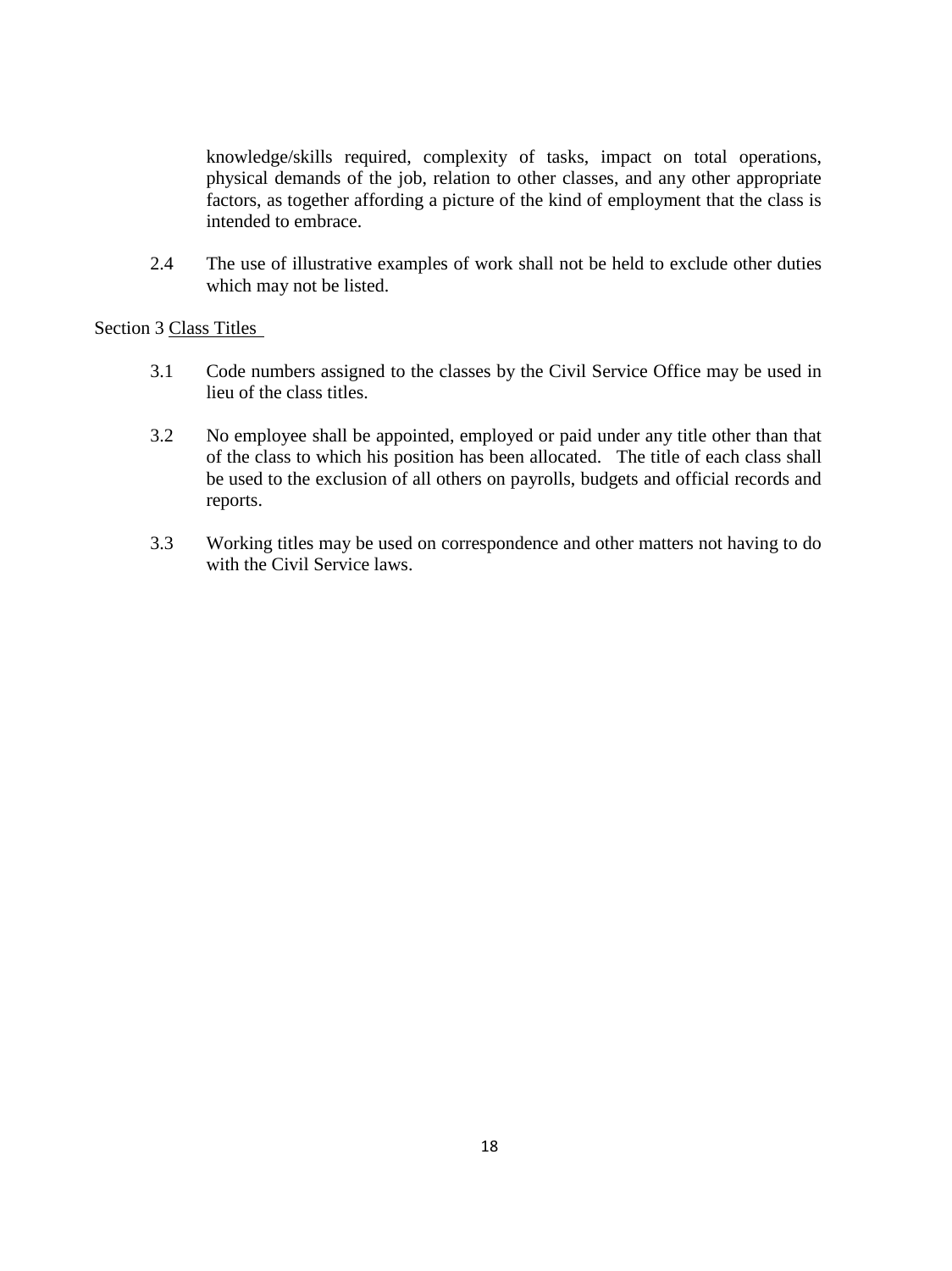knowledge/skills required, complexity of tasks, impact on total operations, physical demands of the job, relation to other classes, and any other appropriate factors, as together affording a picture of the kind of employment that the class is intended to embrace.

2.4 The use of illustrative examples of work shall not be held to exclude other duties which may not be listed.

Section 3 Class Titles

3.1 Code numbers assigned to the classes by the Civil Service Office may be used in lieu of the class titles.

3.2 No employee shall be appointed, employed or paid under any title other than that of the class to which his position has been allocated. The title of each class shall be used to the exclusion of all others on payrolls, budgets and official records and reports.

3.3 Working titles may be used on correspondence and other matters not having to do with the Civil Service laws.